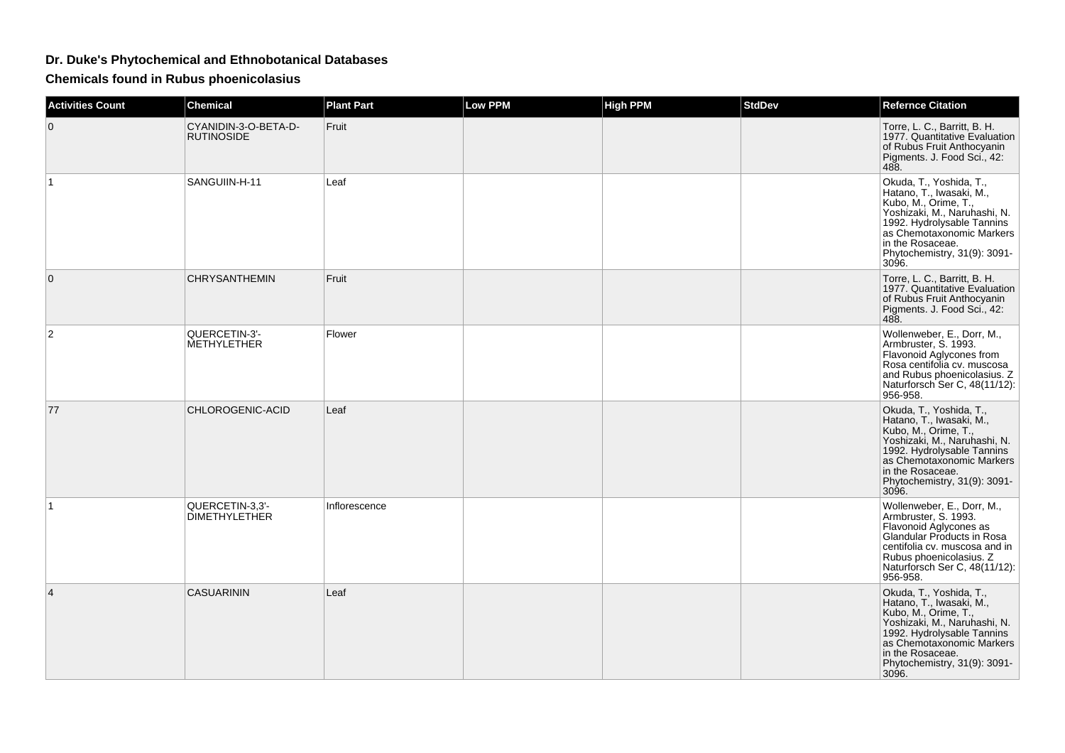# Dr. Duke's Phytochemical and Ethnobotanical Databases

## Chemicals found in Rubus phoenicolasius

| Activities Count | Chemical | Plant Part | Low PPM | High PPM | StdDev | Refernce Citation |
|---|---|---|---|---|---|---|
| 0 | CYANIDIN-3-O-BETA-D-RUTINOSIDE | Fruit | | | | Torre, L. C., Barritt, B. H. 1977. Quantitative Evaluation of Rubus Fruit Anthocyanin Pigments. J. Food Sci., 42: 488. |
| 1 | SANGUIIN-H-11 | Leaf | | | | Okuda, T., Yoshida, T., Hatano, T., Iwasaki, M., Kubo, M., Orime, T., Yoshizaki, M., Naruhashi, N. 1992. Hydrolysable Tannins as Chemotaxonomic Markers in the Rosaceae. Phytochemistry, 31(9): 3091-3096. |
| 0 | CHRYSANTHEMIN | Fruit | | | | Torre, L. C., Barritt, B. H. 1977. Quantitative Evaluation of Rubus Fruit Anthocyanin Pigments. J. Food Sci., 42: 488. |
| 2 | QUERCETIN-3'-METHYLETHER | Flower | | | | Wollenweber, E., Dorr, M., Armbruster, S. 1993. Flavonoid Aglycones from Rosa centifolia cv. muscosa and Rubus phoenicolasius. Z Naturforsch Ser C, 48(11/12): 956-958. |
| 77 | CHLOROGENIC-ACID | Leaf | | | | Okuda, T., Yoshida, T., Hatano, T., Iwasaki, M., Kubo, M., Orime, T., Yoshizaki, M., Naruhashi, N. 1992. Hydrolysable Tannins as Chemotaxonomic Markers in the Rosaceae. Phytochemistry, 31(9): 3091-3096. |
| 1 | QUERCETIN-3,3'-DIMETHYLETHER | Inflorescence | | | | Wollenweber, E., Dorr, M., Armbruster, S. 1993. Flavonoid Aglycones as Glandular Products in Rosa centifolia cv. muscosa and in Rubus phoenicolasius. Z Naturforsch Ser C, 48(11/12): 956-958. |
| 4 | CASUARININ | Leaf | | | | Okuda, T., Yoshida, T., Hatano, T., Iwasaki, M., Kubo, M., Orime, T., Yoshizaki, M., Naruhashi, N. 1992. Hydrolysable Tannins as Chemotaxonomic Markers in the Rosaceae. Phytochemistry, 31(9): 3091-3096. |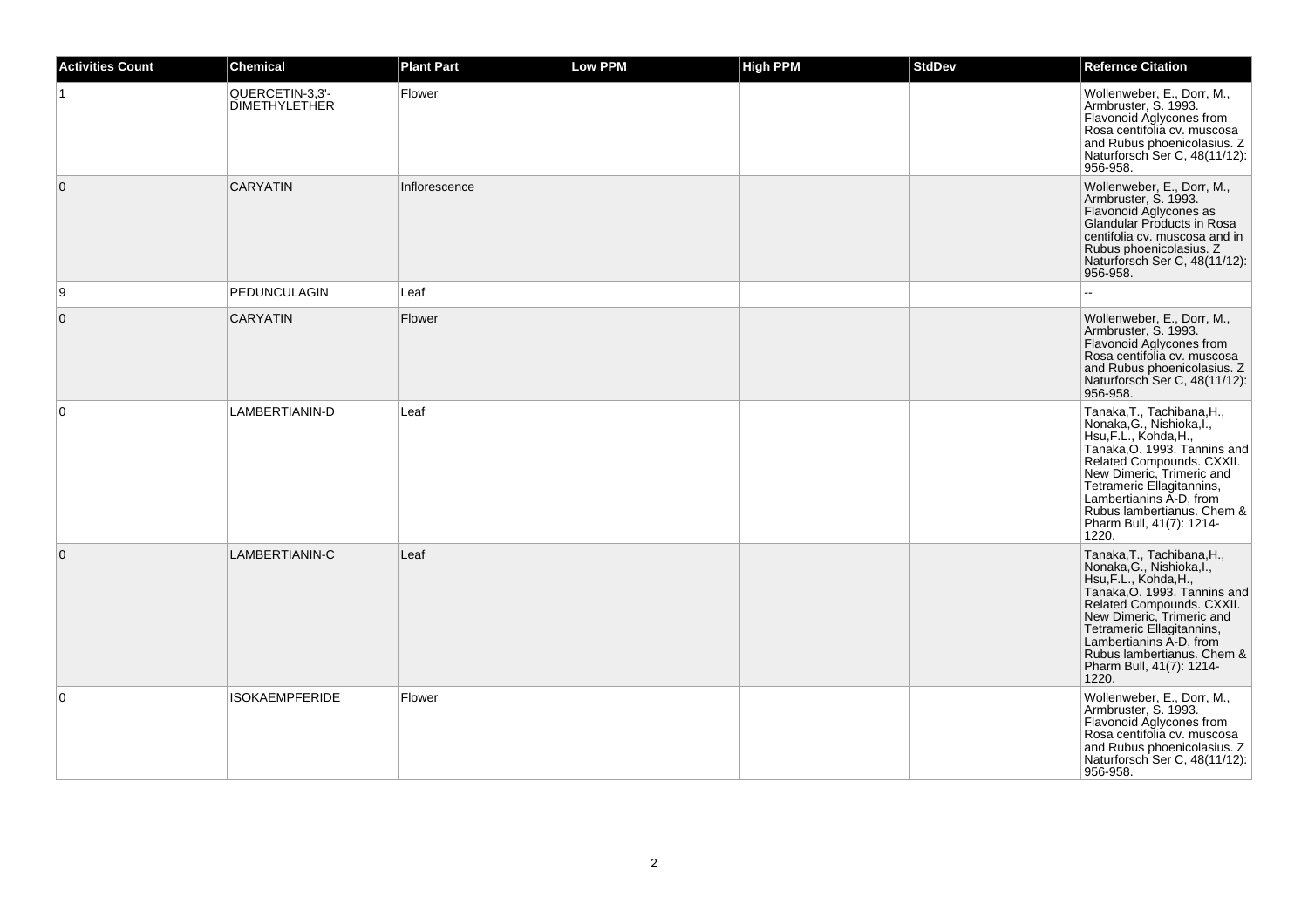| Activities Count | Chemical | Plant Part | Low PPM | High PPM | StdDev | Refernce Citation |
| --- | --- | --- | --- | --- | --- | --- |
| 1 | QUERCETIN-3,3'-DIMETHYLETHER | Flower | | | | Wollenweber, E., Dorr, M., Armbruster, S. 1993. Flavonoid Aglycones from Rosa centifolia cv. muscosa and Rubus phoenicolasius. Z Naturforsch Ser C, 48(11/12): 956-958. |
| 0 | CARYATIN | Inflorescence | | | | Wollenweber, E., Dorr, M., Armbruster, S. 1993. Flavonoid Aglycones as Glandular Products in Rosa centifolia cv. muscosa and in Rubus phoenicolasius. Z Naturforsch Ser C, 48(11/12): 956-958. |
| 9 | PEDUNCULAGIN | Leaf | | | | -- |
| 0 | CARYATIN | Flower | | | | Wollenweber, E., Dorr, M., Armbruster, S. 1993. Flavonoid Aglycones from Rosa centifolia cv. muscosa and Rubus phoenicolasius. Z Naturforsch Ser C, 48(11/12): 956-958. |
| 0 | LAMBERTIANIN-D | Leaf | | | | Tanaka,T., Tachibana,H., Nonaka,G., Nishioka,I., Hsu,F.L., Kohda,H., Tanaka,O. 1993. Tannins and Related Compounds. CXXII. New Dimeric, Trimeric and Tetrameric Ellagitannins, Lambertianins A-D, from Rubus lambertianus. Chem & Pharm Bull, 41(7): 1214-1220. |
| 0 | LAMBERTIANIN-C | Leaf | | | | Tanaka,T., Tachibana,H., Nonaka,G., Nishioka,I., Hsu,F.L., Kohda,H., Tanaka,O. 1993. Tannins and Related Compounds. CXXII. New Dimeric, Trimeric and Tetrameric Ellagitannins, Lambertianins A-D, from Rubus lambertianus. Chem & Pharm Bull, 41(7): 1214-1220. |
| 0 | ISOKAEMPFERIDE | Flower | | | | Wollenweber, E., Dorr, M., Armbruster, S. 1993. Flavonoid Aglycones from Rosa centifolia cv. muscosa and Rubus phoenicolasius. Z Naturforsch Ser C, 48(11/12): 956-958. |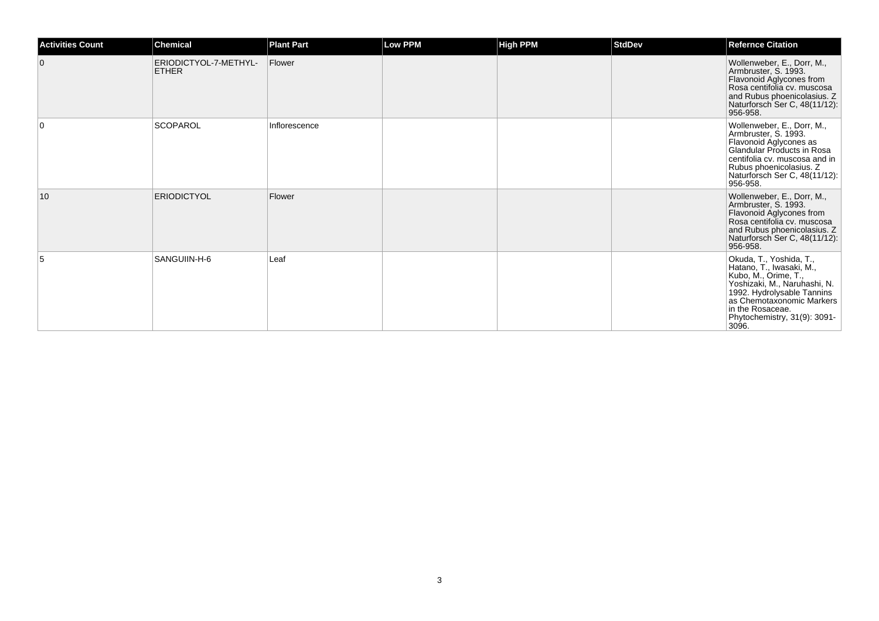| Activities Count | Chemical | Plant Part | Low PPM | High PPM | StdDev | Refernce Citation |
|---|---|---|---|---|---|---|
| 0 | ERIODICTYOL-7-METHYL-ETHER | Flower | | | | Wollenweber, E., Dorr, M., Armbruster, S. 1993. Flavonoid Aglycones from Rosa centifolia cv. muscosa and Rubus phoenicolasius. Z Naturforsch Ser C, 48(11/12): 956-958. |
| 0 | SCOPAROL | Inflorescence | | | | Wollenweber, E., Dorr, M., Armbruster, S. 1993. Flavonoid Aglycones as Glandular Products in Rosa centifolia cv. muscosa and in Rubus phoenicolasius. Z Naturforsch Ser C, 48(11/12): 956-958. |
| 10 | ERIODICTYOL | Flower | | | | Wollenweber, E., Dorr, M., Armbruster, S. 1993. Flavonoid Aglycones from Rosa centifolia cv. muscosa and Rubus phoenicolasius. Z Naturforsch Ser C, 48(11/12): 956-958. |
| 5 | SANGUIIN-H-6 | Leaf | | | | Okuda, T., Yoshida, T., Hatano, T., Iwasaki, M., Kubo, M., Orime, T., Yoshizaki, M., Naruhashi, N. 1992. Hydrolysable Tannins as Chemotaxonomic Markers in the Rosaceae. Phytochemistry, 31(9): 3091-3096. |